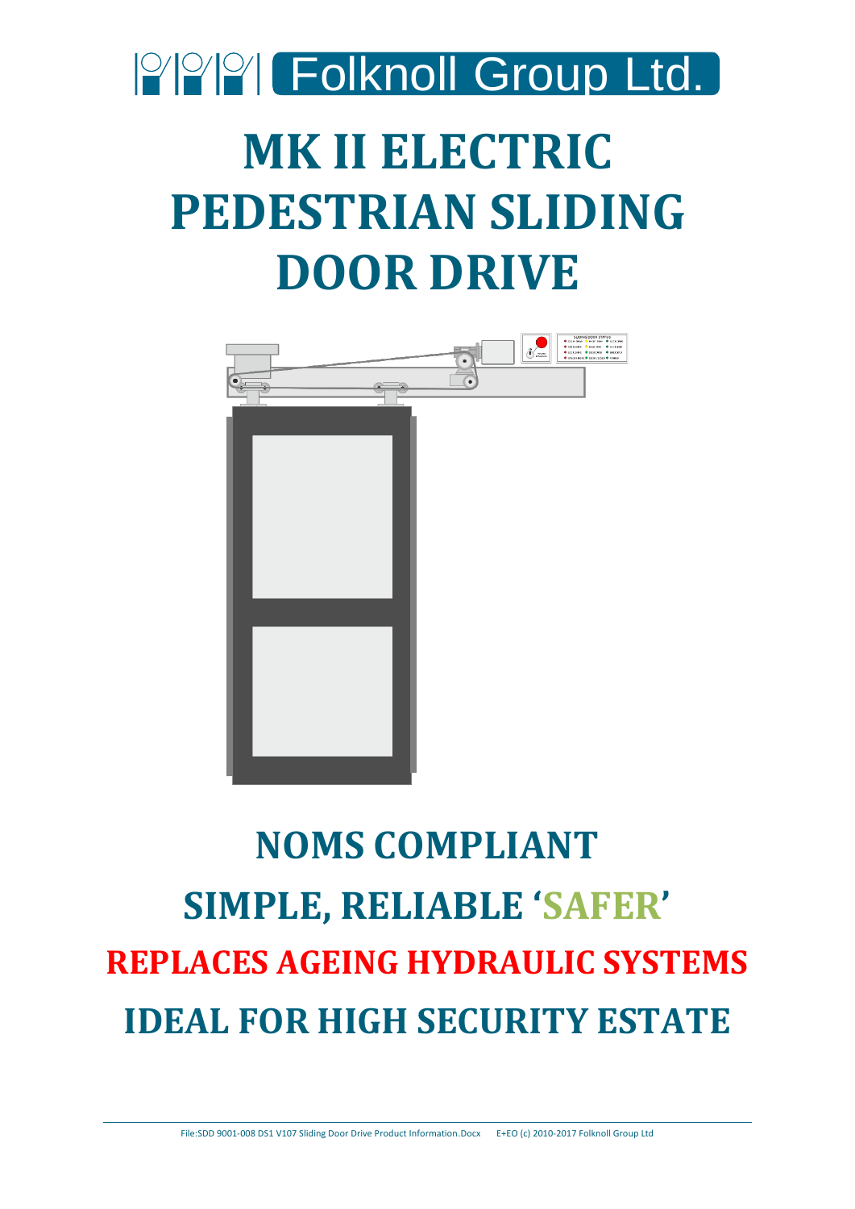Folknoll Group Ltd.

# MK II ELECTRIC PEDESTRIAN SLIDING DOOR DRIVE

## NOMS COMPLIANT

## SIMPLE, RELIABLE 'SAFER'

## REPLACES AGEING HYDRAULIC SYSTEMS

## IDEAL FOR HIGH SECURITY ESTATE

File:SDD 9001-008 DS1 V107 Sliding Door Drive Product Information.Docx E+EO (c) 2010-2017 Folknoll Group Ltd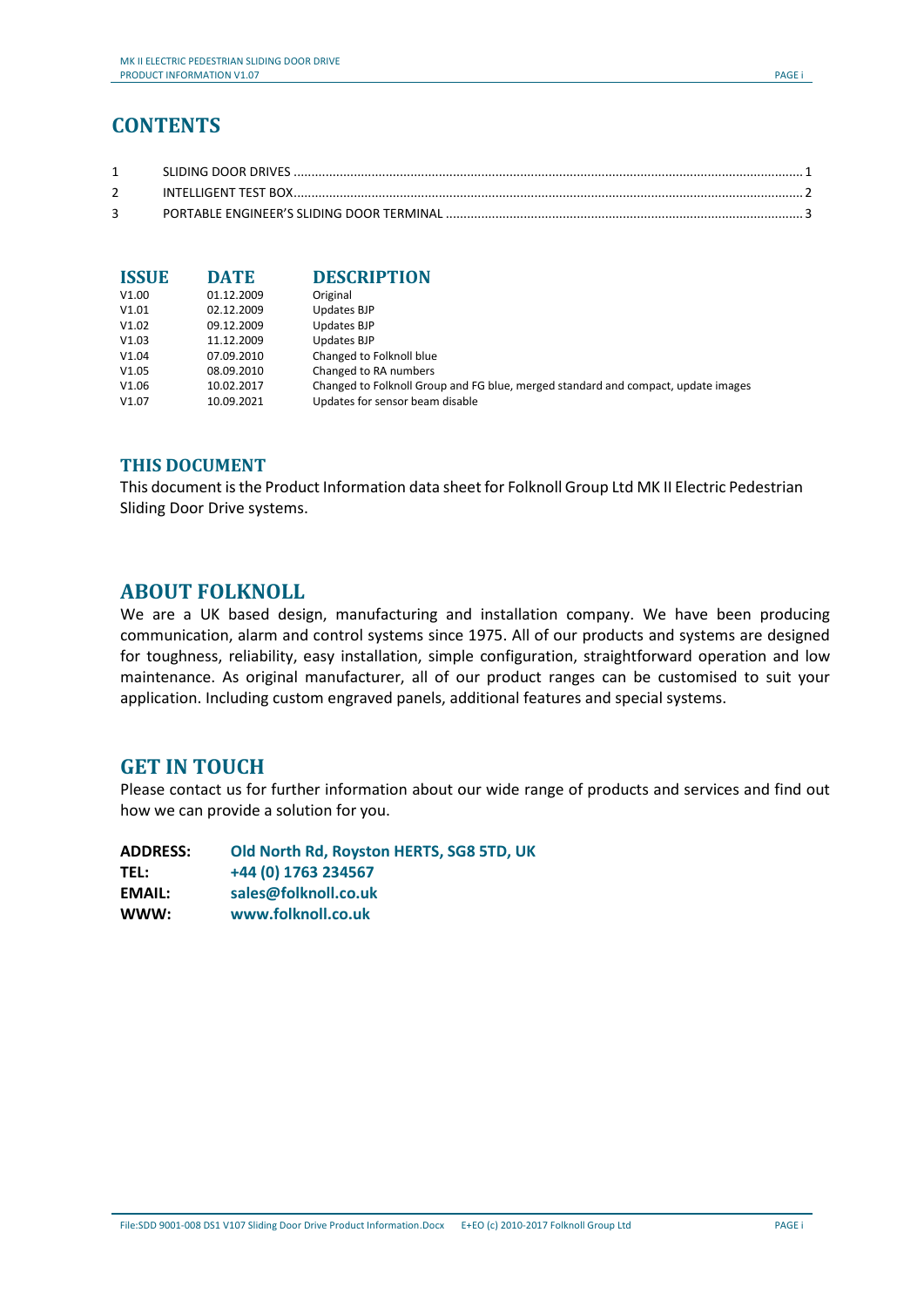# CONTENTS

| | | |
|---|---|---|
| 1 | SLIDING DOOR DRIVES | 1 |
| 2 | INTELLIGENT TEST BOX | 2 |
| 3 | PORTABLE ENGINEER'S SLIDING DOOR TERMINAL | 3 |

| ISSUE | DATE | DESCRIPTION |
|---|---|---|
| V1.00 | 01.12.2009 | Original |
| V1.01 | 02.12.2009 | Updates BJP |
| V1.02 | 09.12.2009 | Updates BJP |
| V1.03 | 11.12.2009 | Updates BJP |
| V1.04 | 07.09.2010 | Changed to Folknoll blue |
| V1.05 | 08.09.2010 | Changed to RA numbers |
| V1.06 | 10.02.2017 | Changed to Folknoll Group and FG blue, merged standard and compact, update images |
| V1.07 | 10.09.2021 | Updates for sensor beam disable |

## THIS DOCUMENT

This document is the Product Information data sheet for Folknoll Group Ltd MK II Electric Pedestrian Sliding Door Drive systems.

## ABOUT FOLKNOLL

We are a UK based design, manufacturing and installation company. We have been producing communication, alarm and control systems since 1975. All of our products and systems are designed for toughness, reliability, easy installation, simple configuration, straightforward operation and low maintenance. As original manufacturer, all of our product ranges can be customised to suit your application. Including custom engraved panels, additional features and special systems.

## GET IN TOUCH

Please contact us for further information about our wide range of products and services and find out how we can provide a solution for you.

**ADDRESS:** **Old North Rd, Royston HERTS, SG8 5TD, UK**
**TEL:** **+44 (0) 1763 234567**
**EMAIL:** **sales@folknoll.co.uk**
**WWW:** **www.folknoll.co.uk**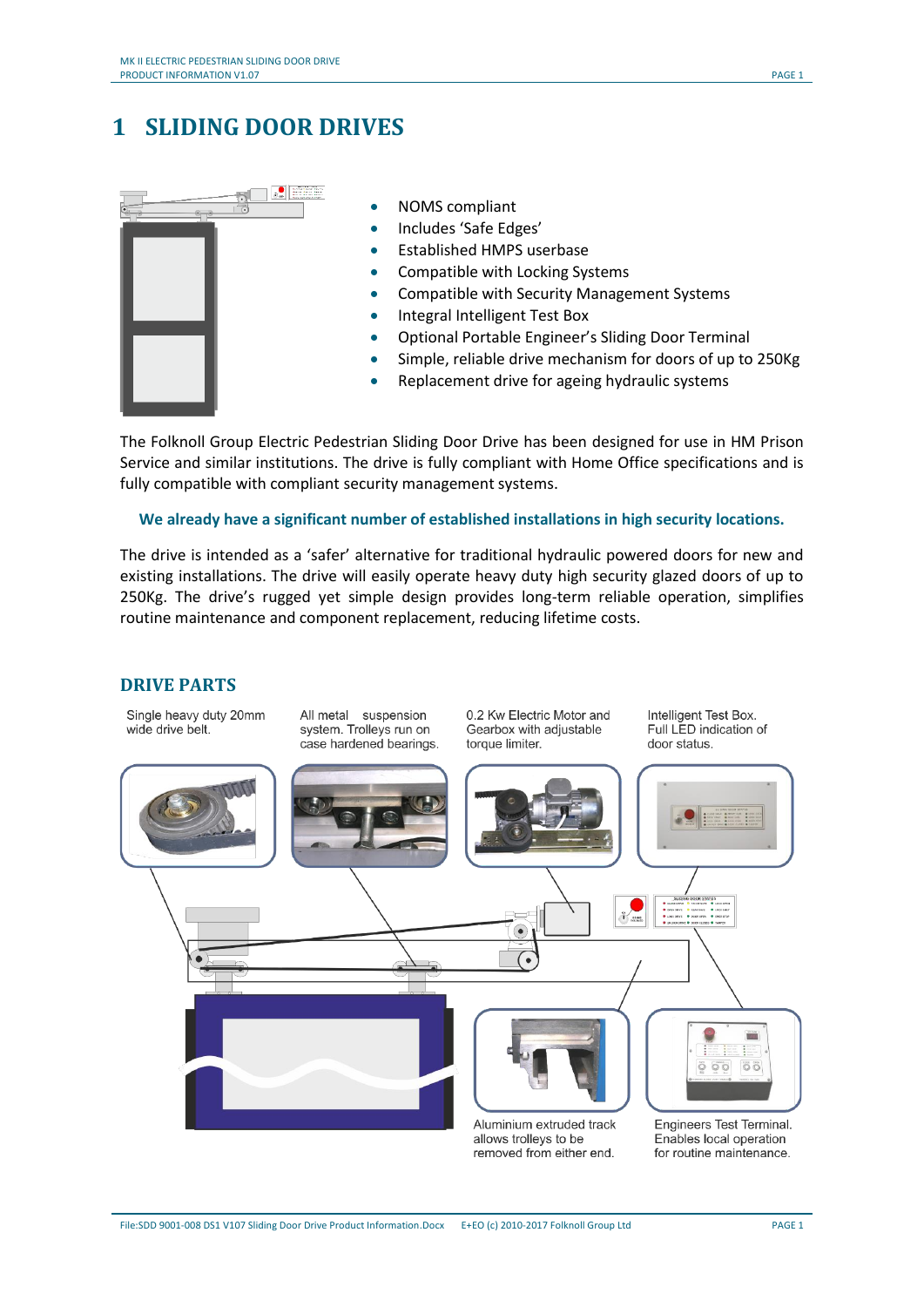# 1 SLIDING DOOR DRIVES

- NOMS compliant
- Includes 'Safe Edges'
- Established HMPS userbase
- Compatible with Locking Systems
- Compatible with Security Management Systems
- Integral Intelligent Test Box
- Optional Portable Engineer's Sliding Door Terminal
- Simple, reliable drive mechanism for doors of up to 250Kg
- Replacement drive for ageing hydraulic systems

The Folknoll Group Electric Pedestrian Sliding Door Drive has been designed for use in HM Prison Service and similar institutions. The drive is fully compliant with Home Office specifications and is fully compatible with compliant security management systems.

**We already have a significant number of established installations in high security locations.**

The drive is intended as a 'safer' alternative for traditional hydraulic powered doors for new and existing installations. The drive will easily operate heavy duty high security glazed doors of up to 250Kg. The drive's rugged yet simple design provides long-term reliable operation, simplifies routine maintenance and component replacement, reducing lifetime costs.

## DRIVE PARTS

Single heavy duty 20mm wide drive belt.

All metal suspension system. Trolleys run on case hardened bearings.

0.2 Kw Electric Motor and Gearbox with adjustable torque limiter.

Intelligent Test Box. Full LED indication of door status.

Aluminium extruded track allows trolleys to be removed from either end.

Engineers Test Terminal. Enables local operation for routine maintenance.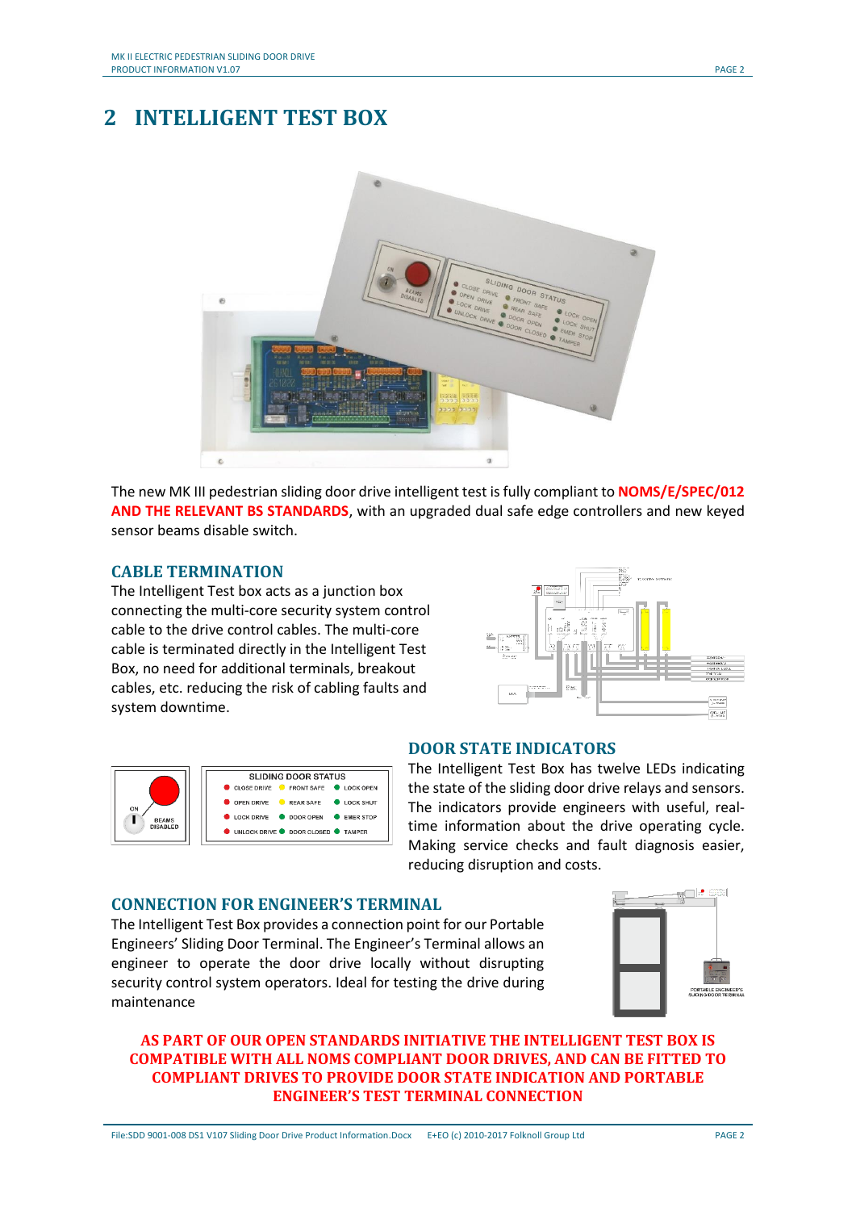## 2 INTELLIGENT TEST BOX

The new MK III pedestrian sliding door drive intelligent test is fully compliant to **NOMS/E/SPEC/012 AND THE RELEVANT BS STANDARDS**, with an upgraded dual safe edge controllers and new keyed sensor beams disable switch.

### CABLE TERMINATION

The Intelligent Test box acts as a junction box connecting the multi-core security system control cable to the drive control cables. The multi-core cable is terminated directly in the Intelligent Test Box, no need for additional terminals, breakout cables, etc. reducing the risk of cabling faults and system downtime.

### DOOR STATE INDICATORS

The Intelligent Test Box has twelve LEDs indicating the state of the sliding door drive relays and sensors. The indicators provide engineers with useful, real-time information about the drive operating cycle. Making service checks and fault diagnosis easier, reducing disruption and costs.

### CONNECTION FOR ENGINEER'S TERMINAL

The Intelligent Test Box provides a connection point for our Portable Engineers' Sliding Door Terminal. The Engineer's Terminal allows an engineer to operate the door drive locally without disrupting security control system operators. Ideal for testing the drive during maintenance

**AS PART OF OUR OPEN STANDARDS INITIATIVE THE INTELLIGENT TEST BOX IS COMPATIBLE WITH ALL NOMS COMPLIANT DOOR DRIVES, AND CAN BE FITTED TO COMPLIANT DRIVES TO PROVIDE DOOR STATE INDICATION AND PORTABLE ENGINEER'S TEST TERMINAL CONNECTION**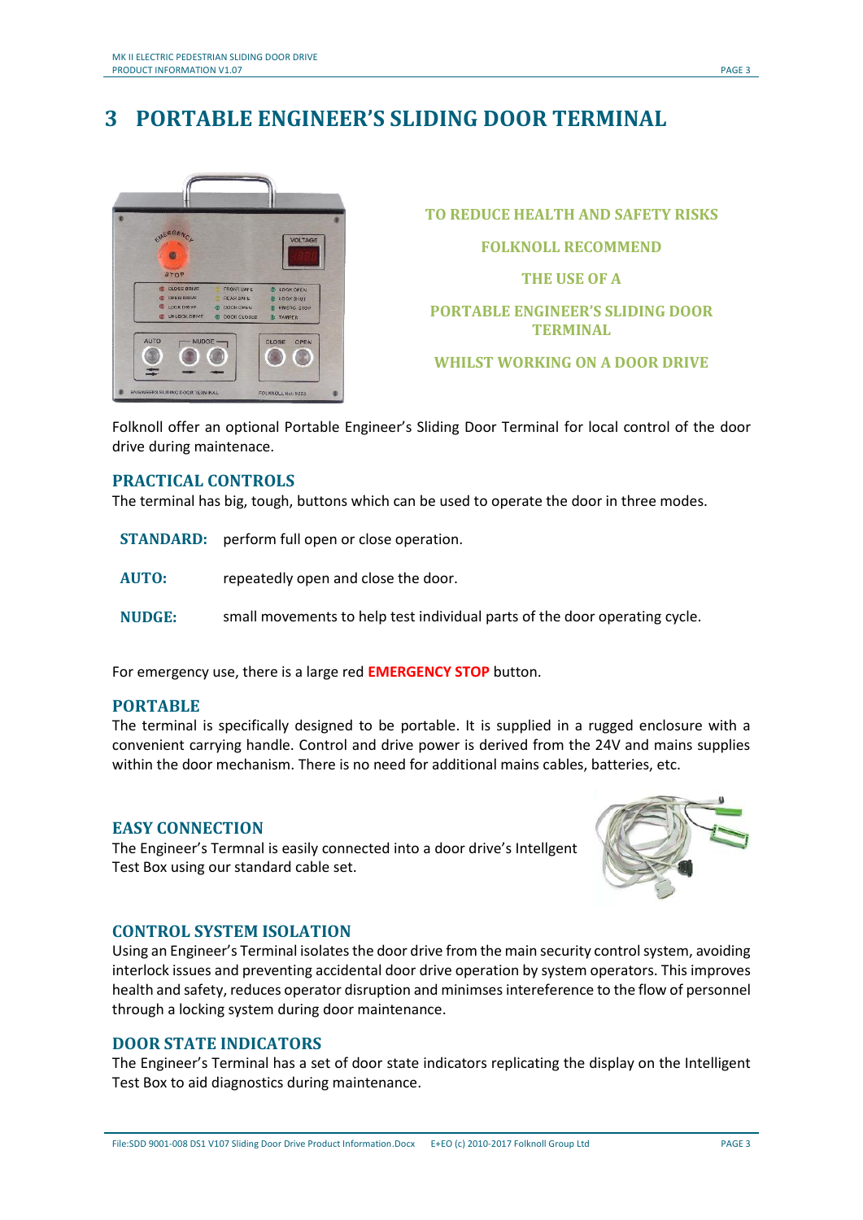# 3 PORTABLE ENGINEER'S SLIDING DOOR TERMINAL

**TO REDUCE HEALTH AND SAFETY RISKS**

**FOLKNOLL RECOMMEND**

**THE USE OF A**

**PORTABLE ENGINEER'S SLIDING DOOR TERMINAL**

**WHILST WORKING ON A DOOR DRIVE**

Folknoll offer an optional Portable Engineer's Sliding Door Terminal for local control of the door drive during maintenace.

## PRACTICAL CONTROLS

The terminal has big, tough, buttons which can be used to operate the door in three modes.

**STANDARD:** perform full open or close operation.

**AUTO:** repeatedly open and close the door.

**NUDGE:** small movements to help test individual parts of the door operating cycle.

For emergency use, there is a large red **EMERGENCY STOP** button.

## PORTABLE

The terminal is specifically designed to be portable. It is supplied in a rugged enclosure with a convenient carrying handle. Control and drive power is derived from the 24V and mains supplies within the door mechanism. There is no need for additional mains cables, batteries, etc.

## EASY CONNECTION

The Engineer's Termnal is easily connected into a door drive's Intellgent Test Box using our standard cable set.

## CONTROL SYSTEM ISOLATION

Using an Engineer's Terminal isolates the door drive from the main security control system, avoiding interlock issues and preventing accidental door drive operation by system operators. This improves health and safety, reduces operator disruption and minimses intereference to the flow of personnel through a locking system during door maintenance.

## DOOR STATE INDICATORS

The Engineer's Terminal has a set of door state indicators replicating the display on the Intelligent Test Box to aid diagnostics during maintenance.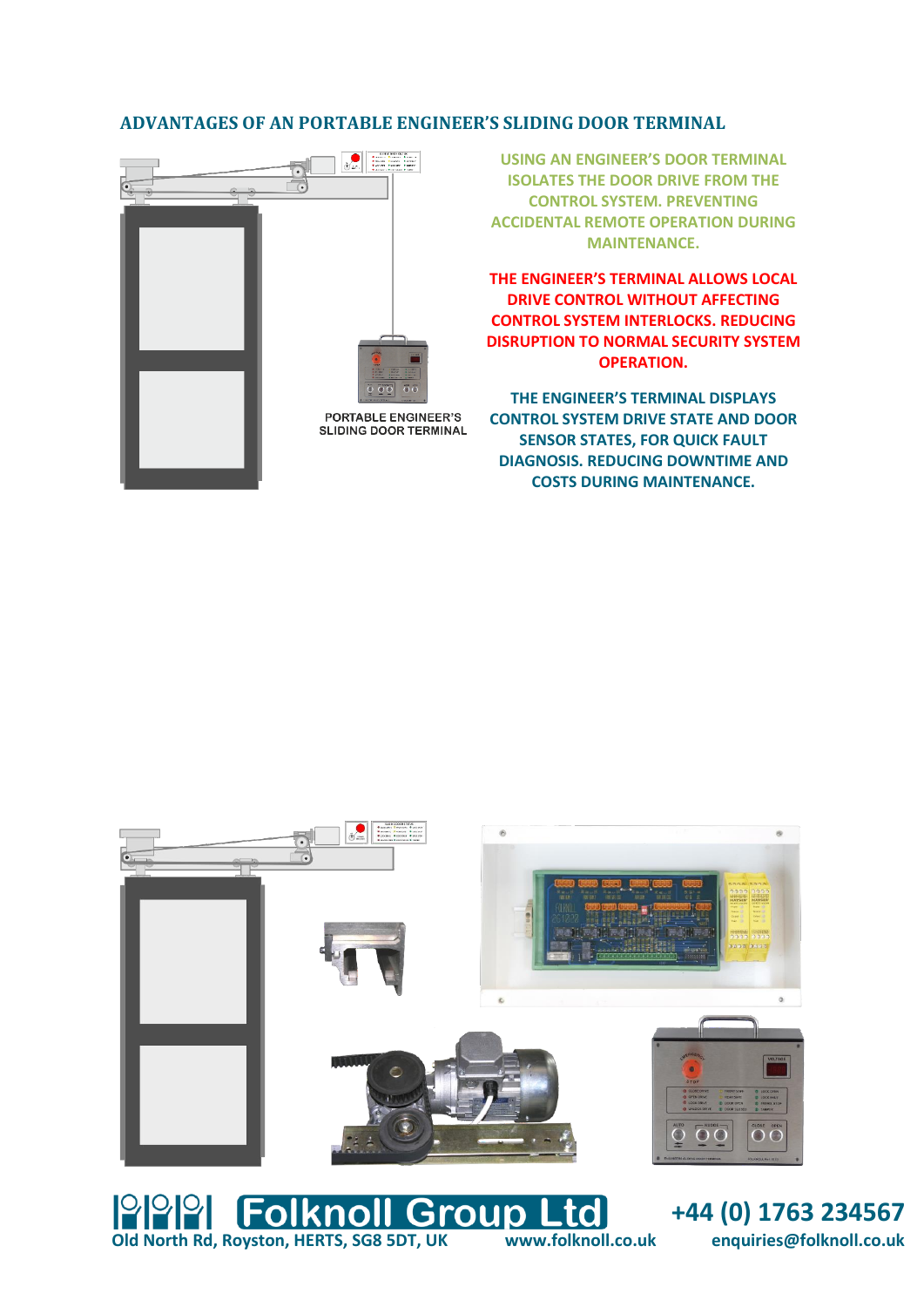## ADVANTAGES OF AN PORTABLE ENGINEER'S SLIDING DOOR TERMINAL

PORTABLE ENGINEER'S SLIDING DOOR TERMINAL

**USING AN ENGINEER'S DOOR TERMINAL ISOLATES THE DOOR DRIVE FROM THE CONTROL SYSTEM. PREVENTING ACCIDENTAL REMOTE OPERATION DURING MAINTENANCE.**

**THE ENGINEER'S TERMINAL ALLOWS LOCAL DRIVE CONTROL WITHOUT AFFECTING CONTROL SYSTEM INTERLOCKS. REDUCING DISRUPTION TO NORMAL SECURITY SYSTEM OPERATION.**

**THE ENGINEER'S TERMINAL DISPLAYS CONTROL SYSTEM DRIVE STATE AND DOOR SENSOR STATES, FOR QUICK FAULT DIAGNOSIS. REDUCING DOWNTIME AND COSTS DURING MAINTENANCE.**

**Folknoll Group Ltd**

**Old North Rd, Royston, HERTS, SG8 5DT, UK** **www.folknoll.co.uk**

**+44 (0) 1763 234567**

**enquiries@folknoll.co.uk**